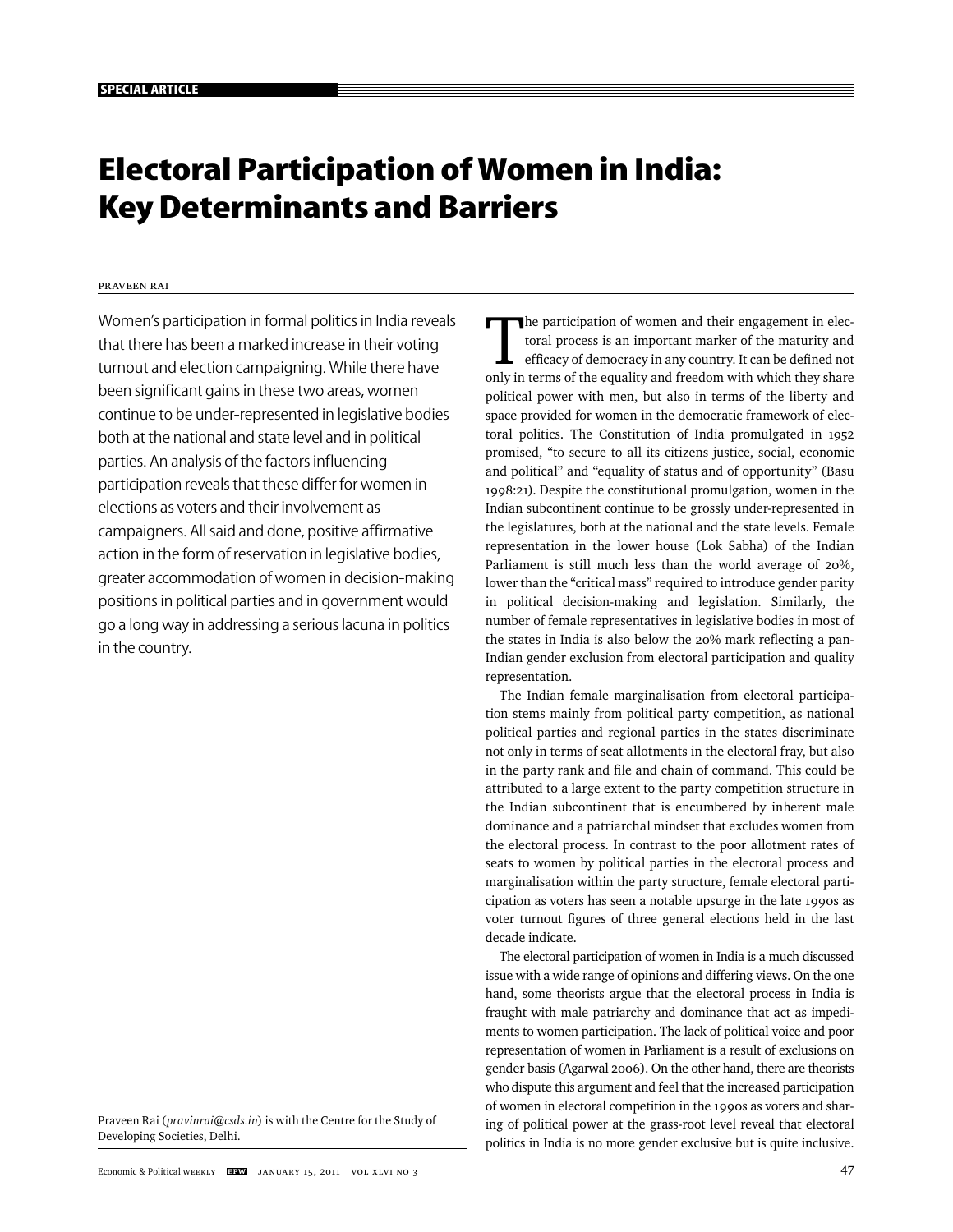SPECIAL ARTICLE

# Electoral Participation of Women in India: Key Determinants and Barriers

PRAVEEN RAI

Women's participation in formal politics in India reveals that there has been a marked increase in their voting turnout and election campaigning. While there have been significant gains in these two areas, women continue to be under-represented in legislative bodies both at the national and state level and in political parties. An analysis of the factors influencing participation reveals that these differ for women in elections as voters and their involvement as campaigners. All said and done, positive affirmative action in the form of reservation in legislative bodies, greater accommodation of women in decision-making positions in political parties and in government would go a long way in addressing a serious lacuna in politics in the country.

Praveen Rai (*pravinrai@csds.in*) is with the Centre for the Study of Developing Societies, Delhi.

The participation of women and their engagement in electoral process is an important marker of the maturity and efficacy of democracy in any country. It can be defined not only in terms of the equality and freedom with which they share political power with men, but also in terms of the liberty and space provided for women in the democratic framework of electoral politics. The Constitution of India promulgated in 1952 promised, "to secure to all its citizens justice, social, economic and political" and "equality of status and of opportunity" (Basu 1998:21). Despite the constitutional promulgation, women in the Indian subcontinent continue to be grossly under-represented in the legislatures, both at the national and the state levels. Female representation in the lower house (Lok Sabha) of the Indian Parliament is still much less than the world average of 20%, lower than the "critical mass" required to introduce gender parity in political decision-making and legislation. Similarly, the number of female representatives in legislative bodies in most of the states in India is also below the 20% mark reflecting a pan-Indian gender exclusion from electoral participation and quality representation.

The Indian female marginalisation from electoral participation stems mainly from political party competition, as national political parties and regional parties in the states discriminate not only in terms of seat allotments in the electoral fray, but also in the party rank and file and chain of command. This could be attributed to a large extent to the party competition structure in the Indian subcontinent that is encumbered by inherent male dominance and a patriarchal mindset that excludes women from the electoral process. In contrast to the poor allotment rates of seats to women by political parties in the electoral process and marginalisation within the party structure, female electoral participation as voters has seen a notable upsurge in the late 1990s as voter turnout figures of three general elections held in the last decade indicate.

The electoral participation of women in India is a much discussed issue with a wide range of opinions and differing views. On the one hand, some theorists argue that the electoral process in India is fraught with male patriarchy and dominance that act as impediments to women participation. The lack of political voice and poor representation of women in Parliament is a result of exclusions on gender basis (Agarwal 2006). On the other hand, there are theorists who dispute this argument and feel that the increased participation of women in electoral competition in the 1990s as voters and sharing of political power at the grass-root level reveal that electoral politics in India is no more gender exclusive but is quite inclusive.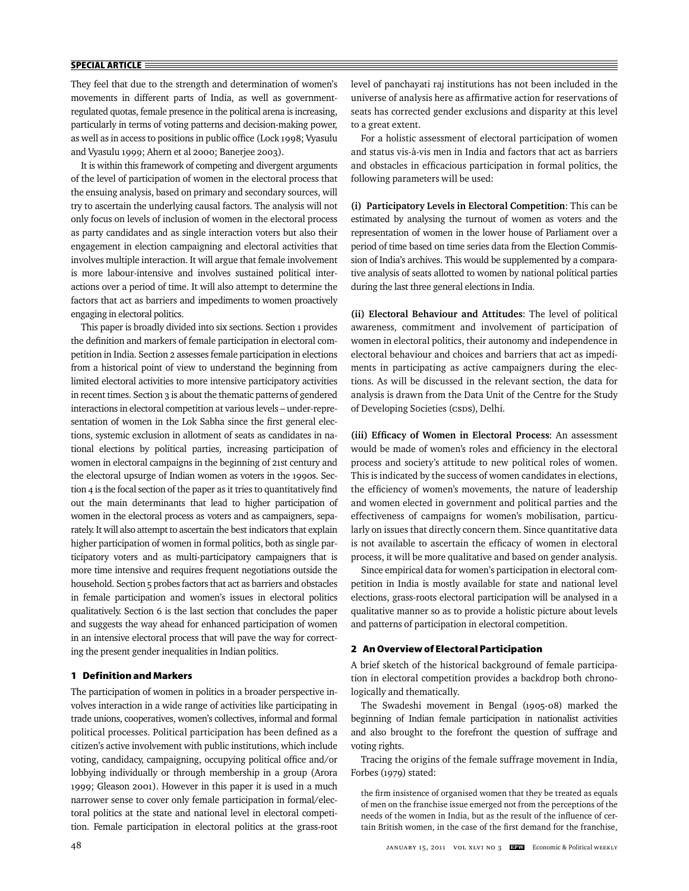They feel that due to the strength and determination of women's movements in different parts of India, as well as government-regulated quotas, female presence in the political arena is increasing, particularly in terms of voting patterns and decision-making power, as well as in access to positions in public office (Lock 1998; Vyasulu and Vyasulu 1999; Ahern et al 2000; Banerjee 2003).

It is within this framework of competing and divergent arguments of the level of participation of women in the electoral process that the ensuing analysis, based on primary and secondary sources, will try to ascertain the underlying causal factors. The analysis will not only focus on levels of inclusion of women in the electoral process as party candidates and as single interaction voters but also their engagement in election campaigning and electoral activities that involves multiple interaction. It will argue that female involvement is more labour-intensive and involves sustained political interactions over a period of time. It will also attempt to determine the factors that act as barriers and impediments to women proactively engaging in electoral politics.

This paper is broadly divided into six sections. Section 1 provides the definition and markers of female participation in electoral competition in India. Section 2 assesses female participation in elections from a historical point of view to understand the beginning from limited electoral activities to more intensive participatory activities in recent times. Section 3 is about the thematic patterns of gendered interactions in electoral competition at various levels – under-representation of women in the Lok Sabha since the first general elections, systemic exclusion in allotment of seats as candidates in national elections by political parties, increasing participation of women in electoral campaigns in the beginning of 21st century and the electoral upsurge of Indian women as voters in the 1990s. Section 4 is the focal section of the paper as it tries to quantitatively find out the main determinants that lead to higher participation of women in the electoral process as voters and as campaigners, separately. It will also attempt to ascertain the best indicators that explain higher participation of women in formal politics, both as single participatory voters and as multi-participatory campaigners that is more time intensive and requires frequent negotiations outside the household. Section 5 probes factors that act as barriers and obstacles in female participation and women's issues in electoral politics qualitatively. Section 6 is the last section that concludes the paper and suggests the way ahead for enhanced participation of women in an intensive electoral process that will pave the way for correcting the present gender inequalities in Indian politics.

## 1 Definition and Markers

The participation of women in politics in a broader perspective involves interaction in a wide range of activities like participating in trade unions, cooperatives, women's collectives, informal and formal political processes. Political participation has been defined as a citizen's active involvement with public institutions, which include voting, candidacy, campaigning, occupying political office and/or lobbying individually or through membership in a group (Arora 1999; Gleason 2001). However in this paper it is used in a much narrower sense to cover only female participation in formal/electoral politics at the state and national level in electoral competition. Female participation in electoral politics at the grass-root level of panchayati raj institutions has not been included in the universe of analysis here as affirmative action for reservations of seats has corrected gender exclusions and disparity at this level to a great extent.

For a holistic assessment of electoral participation of women and status vis-à-vis men in India and factors that act as barriers and obstacles in efficacious participation in formal politics, the following parameters will be used:

**(i) Participatory Levels in Electoral Competition**: This can be estimated by analysing the turnout of women as voters and the representation of women in the lower house of Parliament over a period of time based on time series data from the Election Commission of India's archives. This would be supplemented by a comparative analysis of seats allotted to women by national political parties during the last three general elections in India.

**(ii) Electoral Behaviour and Attitudes**: The level of political awareness, commitment and involvement of participation of women in electoral politics, their autonomy and independence in electoral behaviour and choices and barriers that act as impediments in participating as active campaigners during the elections. As will be discussed in the relevant section, the data for analysis is drawn from the Data Unit of the Centre for the Study of Developing Societies (CSDS), Delhi.

**(iii) Efficacy of Women in Electoral Process**: An assessment would be made of women's roles and efficiency in the electoral process and society's attitude to new political roles of women. This is indicated by the success of women candidates in elections, the efficiency of women's movements, the nature of leadership and women elected in government and political parties and the effectiveness of campaigns for women's mobilisation, particularly on issues that directly concern them. Since quantitative data is not available to ascertain the efficacy of women in electoral process, it will be more qualitative and based on gender analysis.

Since empirical data for women's participation in electoral competition in India is mostly available for state and national level elections, grass-roots electoral participation will be analysed in a qualitative manner so as to provide a holistic picture about levels and patterns of participation in electoral competition.

## 2 An Overview of Electoral Participation

A brief sketch of the historical background of female participation in electoral competition provides a backdrop both chronologically and thematically.

The Swadeshi movement in Bengal (1905-08) marked the beginning of Indian female participation in nationalist activities and also brought to the forefront the question of suffrage and voting rights.

Tracing the origins of the female suffrage movement in India, Forbes (1979) stated:

> the firm insistence of organised women that they be treated as equals of men on the franchise issue emerged not from the perceptions of the needs of the women in India, but as the result of the influence of certain British women, in the case of the first demand for the franchise,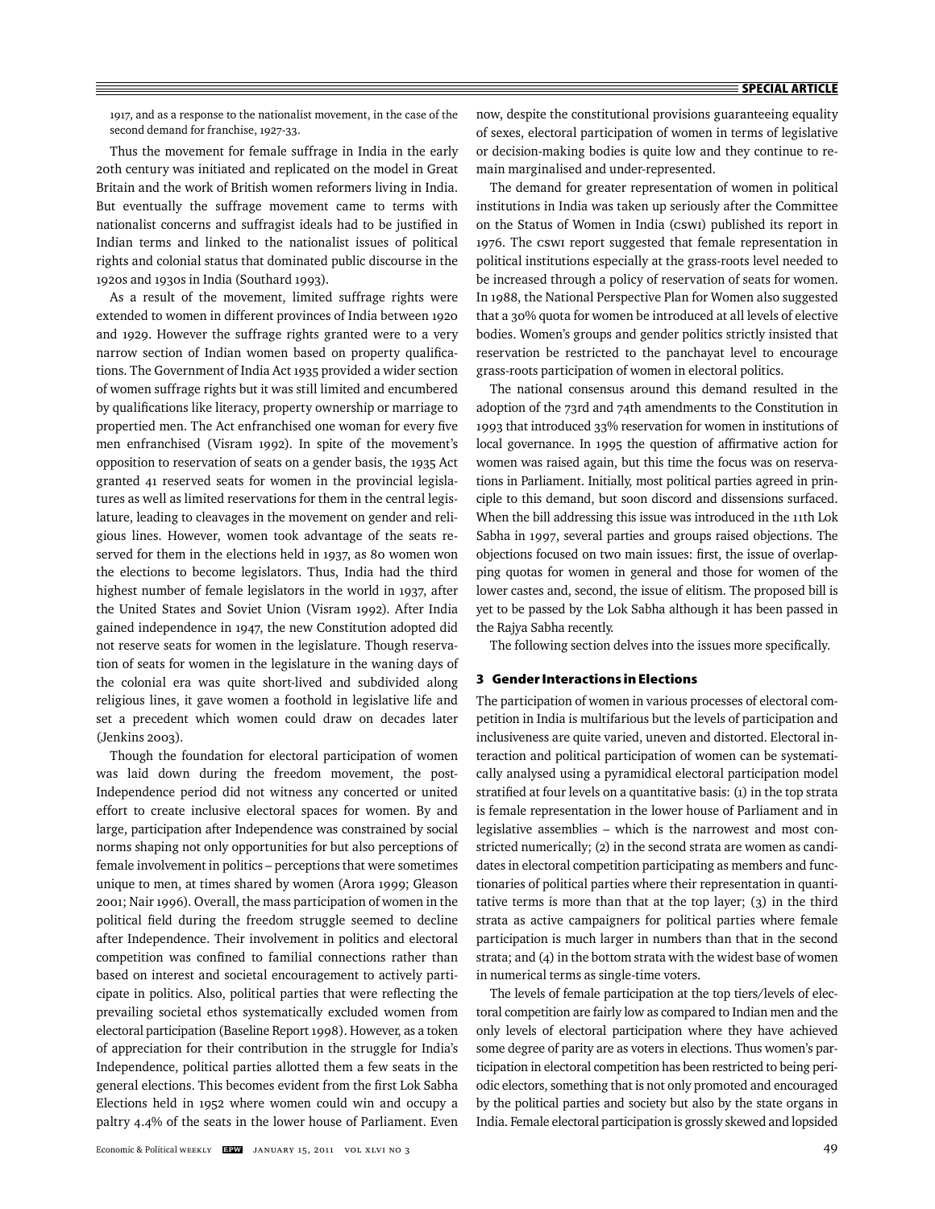1917, and as a response to the nationalist movement, in the case of the second demand for franchise, 1927-33.

Thus the movement for female suffrage in India in the early 20th century was initiated and replicated on the model in Great Britain and the work of British women reformers living in India. But eventually the suffrage movement came to terms with nationalist concerns and suffragist ideals had to be justified in Indian terms and linked to the nationalist issues of political rights and colonial status that dominated public discourse in the 1920s and 1930s in India (Southard 1993).

As a result of the movement, limited suffrage rights were extended to women in different provinces of India between 1920 and 1929. However the suffrage rights granted were to a very narrow section of Indian women based on property qualifications. The Government of India Act 1935 provided a wider section of women suffrage rights but it was still limited and encumbered by qualifications like literacy, property ownership or marriage to propertied men. The Act enfranchised one woman for every five men enfranchised (Visram 1992). In spite of the movement's opposition to reservation of seats on a gender basis, the 1935 Act granted 41 reserved seats for women in the provincial legislatures as well as limited reservations for them in the central legislature, leading to cleavages in the movement on gender and religious lines. However, women took advantage of the seats reserved for them in the elections held in 1937, as 80 women won the elections to become legislators. Thus, India had the third highest number of female legislators in the world in 1937, after the United States and Soviet Union (Visram 1992). After India gained independence in 1947, the new Constitution adopted did not reserve seats for women in the legislature. Though reservation of seats for women in the legislature in the waning days of the colonial era was quite short-lived and subdivided along religious lines, it gave women a foothold in legislative life and set a precedent which women could draw on decades later (Jenkins 2003).

Though the foundation for electoral participation of women was laid down during the freedom movement, the post-Independence period did not witness any concerted or united effort to create inclusive electoral spaces for women. By and large, participation after Independence was constrained by social norms shaping not only opportunities for but also perceptions of female involvement in politics – perceptions that were sometimes unique to men, at times shared by women (Arora 1999; Gleason 2001; Nair 1996). Overall, the mass participation of women in the political field during the freedom struggle seemed to decline after Independence. Their involvement in politics and electoral competition was confined to familial connections rather than based on interest and societal encouragement to actively participate in politics. Also, political parties that were reflecting the prevailing societal ethos systematically excluded women from electoral participation (Baseline Report 1998). However, as a token of appreciation for their contribution in the struggle for India's Independence, political parties allotted them a few seats in the general elections. This becomes evident from the first Lok Sabha Elections held in 1952 where women could win and occupy a paltry 4.4% of the seats in the lower house of Parliament. Even now, despite the constitutional provisions guaranteeing equality of sexes, electoral participation of women in terms of legislative or decision-making bodies is quite low and they continue to remain marginalised and under-represented.

The demand for greater representation of women in political institutions in India was taken up seriously after the Committee on the Status of Women in India (CSWI) published its report in 1976. The CSWI report suggested that female representation in political institutions especially at the grass-roots level needed to be increased through a policy of reservation of seats for women. In 1988, the National Perspective Plan for Women also suggested that a 30% quota for women be introduced at all levels of elective bodies. Women's groups and gender politics strictly insisted that reservation be restricted to the panchayat level to encourage grass-roots participation of women in electoral politics.

The national consensus around this demand resulted in the adoption of the 73rd and 74th amendments to the Constitution in 1993 that introduced 33% reservation for women in institutions of local governance. In 1995 the question of affirmative action for women was raised again, but this time the focus was on reservations in Parliament. Initially, most political parties agreed in principle to this demand, but soon discord and dissensions surfaced. When the bill addressing this issue was introduced in the 11th Lok Sabha in 1997, several parties and groups raised objections. The objections focused on two main issues: first, the issue of overlapping quotas for women in general and those for women of the lower castes and, second, the issue of elitism. The proposed bill is yet to be passed by the Lok Sabha although it has been passed in the Rajya Sabha recently.

The following section delves into the issues more specifically.

## 3 Gender Interactions in Elections

The participation of women in various processes of electoral competition in India is multifarious but the levels of participation and inclusiveness are quite varied, uneven and distorted. Electoral interaction and political participation of women can be systematically analysed using a pyramidical electoral participation model stratified at four levels on a quantitative basis: (1) in the top strata is female representation in the lower house of Parliament and in legislative assemblies – which is the narrowest and most constricted numerically; (2) in the second strata are women as candidates in electoral competition participating as members and functionaries of political parties where their representation in quantitative terms is more than that at the top layer; (3) in the third strata as active campaigners for political parties where female participation is much larger in numbers than that in the second strata; and (4) in the bottom strata with the widest base of women in numerical terms as single-time voters.

The levels of female participation at the top tiers/levels of electoral competition are fairly low as compared to Indian men and the only levels of electoral participation where they have achieved some degree of parity are as voters in elections. Thus women's participation in electoral competition has been restricted to being periodic electors, something that is not only promoted and encouraged by the political parties and society but also by the state organs in India. Female electoral participation is grossly skewed and lopsided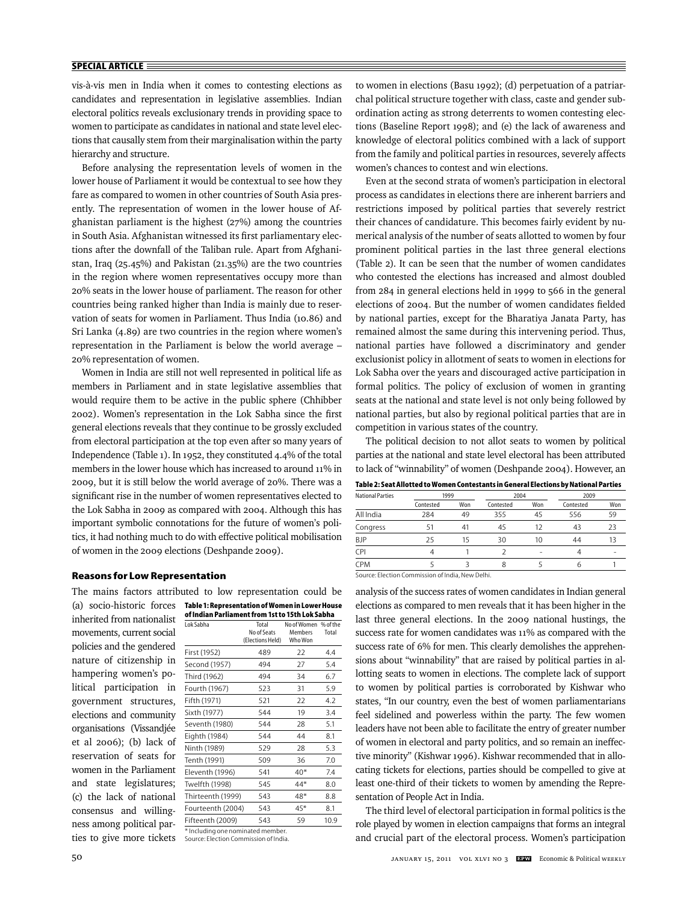vis-à-vis men in India when it comes to contesting elections as candidates and representation in legislative assemblies. Indian electoral politics reveals exclusionary trends in providing space to women to participate as candidates in national and state level elections that causally stem from their marginalisation within the party hierarchy and structure.

Before analysing the representation levels of women in the lower house of Parliament it would be contextual to see how they fare as compared to women in other countries of South Asia presently. The representation of women in the lower house of Afghanistan parliament is the highest (27%) among the countries in South Asia. Afghanistan witnessed its first parliamentary elections after the downfall of the Taliban rule. Apart from Afghanistan, Iraq (25.45%) and Pakistan (21.35%) are the two countries in the region where women representatives occupy more than 20% seats in the lower house of parliament. The reason for other countries being ranked higher than India is mainly due to reservation of seats for women in Parliament. Thus India (10.86) and Sri Lanka (4.89) are two countries in the region where women's representation in the Parliament is below the world average – 20% representation of women.

Women in India are still not well represented in political life as members in Parliament and in state legislative assemblies that would require them to be active in the public sphere (Chhibber 2002). Women's representation in the Lok Sabha since the first general elections reveals that they continue to be grossly excluded from electoral participation at the top even after so many years of Independence (Table 1). In 1952, they constituted 4.4% of the total members in the lower house which has increased to around 11% in 2009, but it is still below the world average of 20%. There was a significant rise in the number of women representatives elected to the Lok Sabha in 2009 as compared with 2004. Although this has important symbolic connotations for the future of women's politics, it had nothing much to do with effective political mobilisation of women in the 2009 elections (Deshpande 2009).

### Reasons for Low Representation

The mains factors attributed to low representation could be (a) socio-historic forces inherited from nationalist movements, current social policies and the gendered nature of citizenship in hampering women's political participation in government structures, elections and community organisations (Vissandjée et al 2006); (b) lack of reservation of seats for women in the Parliament and state legislatures; (c) the lack of national consensus and willingness among political parties to give more tickets to women in elections (Basu 1992); (d) perpetuation of a patriarchal political structure together with class, caste and gender subordination acting as strong deterrents to women contesting elections (Baseline Report 1998); and (e) the lack of awareness and knowledge of electoral politics combined with a lack of support from the family and political parties in resources, severely affects women's chances to contest and win elections.

**Table 1: Representation of Women in Lower House of Indian Parliament from 1st to 15th Lok Sabha**

| Lok Sabha | Total No of Seats (Elections Held) | No of Women Members Who Won | % of the Total |
|---|---|---|---|
| First (1952) | 489 | 22 | 4.4 |
| Second (1957) | 494 | 27 | 5.4 |
| Third (1962) | 494 | 34 | 6.7 |
| Fourth (1967) | 523 | 31 | 5.9 |
| Fifth (1971) | 521 | 22 | 4.2 |
| Sixth (1977) | 544 | 19 | 3.4 |
| Seventh (1980) | 544 | 28 | 5.1 |
| Eighth (1984) | 544 | 44 | 8.1 |
| Ninth (1989) | 529 | 28 | 5.3 |
| Tenth (1991) | 509 | 36 | 7.0 |
| Eleventh (1996) | 541 | 40* | 7.4 |
| Twelfth (1998) | 545 | 44* | 8.0 |
| Thirteenth (1999) | 543 | 48* | 8.8 |
| Fourteenth (2004) | 543 | 45* | 8.1 |
| Fifteenth (2009) | 543 | 59 | 10.9 |

\* Including one nominated member.
Source: Election Commission of India.

Even at the second strata of women's participation in electoral process as candidates in elections there are inherent barriers and restrictions imposed by political parties that severely restrict their chances of candidature. This becomes fairly evident by numerical analysis of the number of seats allotted to women by four prominent political parties in the last three general elections (Table 2). It can be seen that the number of women candidates who contested the elections has increased and almost doubled from 284 in general elections held in 1999 to 566 in the general elections of 2004. But the number of women candidates fielded by national parties, except for the Bharatiya Janata Party, has remained almost the same during this intervening period. Thus, national parties have followed a discriminatory and gender exclusionist policy in allotment of seats to women in elections for Lok Sabha over the years and discouraged active participation in formal politics. The policy of exclusion of women in granting seats at the national and state level is not only being followed by national parties, but also by regional political parties that are in competition in various states of the country.

The political decision to not allot seats to women by political parties at the national and state level electoral has been attributed to lack of "winnability" of women (Deshpande 2004). However, an analysis of the success rates of women candidates in Indian general elections as compared to men reveals that it has been higher in the last three general elections. In the 2009 national hustings, the success rate for women candidates was 11% as compared with the success rate of 6% for men. This clearly demolishes the apprehensions about "winnability" that are raised by political parties in allotting seats to women in elections. The complete lack of support to women by political parties is corroborated by Kishwar who states, "In our country, even the best of women parliamentarians feel sidelined and powerless within the party. The few women leaders have not been able to facilitate the entry of greater number of women in electoral and party politics, and so remain an ineffective minority" (Kishwar 1996). Kishwar recommended that in allocating tickets for elections, parties should be compelled to give at least one-third of their tickets to women by amending the Representation of People Act in India.

**Table 2: Seat Allotted to Women Contestants in General Elections by National Parties**

| National Parties | 1999 | | 2004 | | 2009 | |
|---|---|---|---|---|---|---|
| | Contested | Won | Contested | Won | Contested | Won |
| All India | 284 | 49 | 355 | 45 | 556 | 59 |
| Congress | 51 | 41 | 45 | 12 | 43 | 23 |
| BJP | 25 | 15 | 30 | 10 | 44 | 13 |
| CPI | 4 | 1 | 2 | - | 4 | - |
| CPM | 5 | 3 | 8 | 5 | 6 | 1 |

Source: Election Commission of India, New Delhi.

The third level of electoral participation in formal politics is the role played by women in election campaigns that forms an integral and crucial part of the electoral process. Women's participation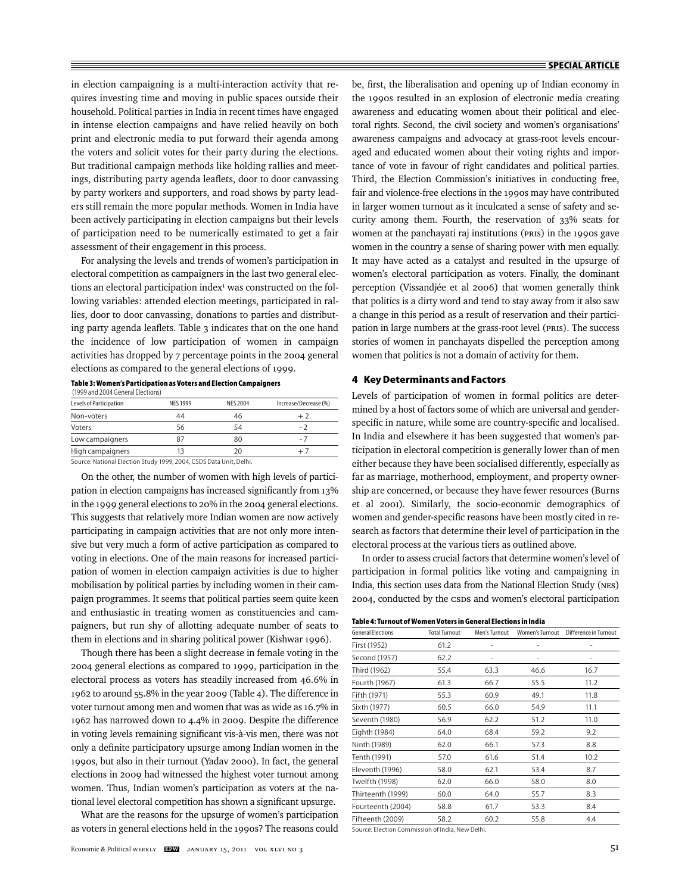in election campaigning is a multi-interaction activity that requires investing time and moving in public spaces outside their household. Political parties in India in recent times have engaged in intense election campaigns and have relied heavily on both print and electronic media to put forward their agenda among the voters and solicit votes for their party during the elections. But traditional campaign methods like holding rallies and meetings, distributing party agenda leaflets, door to door canvassing by party workers and supporters, and road shows by party leaders still remain the more popular methods. Women in India have been actively participating in election campaigns but their levels of participation need to be numerically estimated to get a fair assessment of their engagement in this process.

For analysing the levels and trends of women's participation in electoral competition as campaigners in the last two general elections an electoral participation index[1] was constructed on the following variables: attended election meetings, participated in rallies, door to door canvassing, donations to parties and distributing party agenda leaflets. Table 3 indicates that on the one hand the incidence of low participation of women in campaign activities has dropped by 7 percentage points in the 2004 general elections as compared to the general elections of 1999.

**Table 3: Women's Participation as Voters and Election Campaigners**
(1999 and 2004 General Elections)

| Levels of Participation | NES 1999 | NES 2004 | Increase/Decrease (%) |
|---|---|---|---|
| Non-voters | 44 | 46 | + 2 |
| Voters | 56 | 54 | - 2 |
| Low campaigners | 87 | 80 | - 7 |
| High campaigners | 13 | 20 | + 7 |

Source: National Election Study 1999, 2004, CSDS Data Unit, Delhi.

On the other, the number of women with high levels of participation in election campaigns has increased significantly from 13% in the 1999 general elections to 20% in the 2004 general elections. This suggests that relatively more Indian women are now actively participating in campaign activities that are not only more intensive but very much a form of active participation as compared to voting in elections. One of the main reasons for increased participation of women in election campaign activities is due to higher mobilisation by political parties by including women in their campaign programmes. It seems that political parties seem quite keen and enthusiastic in treating women as constituencies and campaigners, but run shy of allotting adequate number of seats to them in elections and in sharing political power (Kishwar 1996).

Though there has been a slight decrease in female voting in the 2004 general elections as compared to 1999, participation in the electoral process as voters has steadily increased from 46.6% in 1962 to around 55.8% in the year 2009 (Table 4). The difference in voter turnout among men and women that was as wide as 16.7% in 1962 has narrowed down to 4.4% in 2009. Despite the difference in voting levels remaining significant vis-à-vis men, there was not only a definite participatory upsurge among Indian women in the 1990s, but also in their turnout (Yadav 2000). In fact, the general elections in 2009 had witnessed the highest voter turnout among women. Thus, Indian women's participation as voters at the national level electoral competition has shown a significant upsurge.

What are the reasons for the upsurge of women's participation as voters in general elections held in the 1990s? The reasons could be, first, the liberalisation and opening up of Indian economy in the 1990s resulted in an explosion of electronic media creating awareness and educating women about their political and electoral rights. Second, the civil society and women's organisations' awareness campaigns and advocacy at grass-root levels encouraged and educated women about their voting rights and importance of vote in favour of right candidates and political parties. Third, the Election Commission's initiatives in conducting free, fair and violence-free elections in the 1990s may have contributed in larger women turnout as it inculcated a sense of safety and security among them. Fourth, the reservation of 33% seats for women at the panchayati raj institutions (PRIs) in the 1990s gave women in the country a sense of sharing power with men equally. It may have acted as a catalyst and resulted in the upsurge of women's electoral participation as voters. Finally, the dominant perception (Vissandjée et al 2006) that women generally think that politics is a dirty word and tend to stay away from it also saw a change in this period as a result of reservation and their participation in large numbers at the grass-root level (PRIs). The success stories of women in panchayats dispelled the perception among women that politics is not a domain of activity for them.

## 4 Key Determinants and Factors

Levels of participation of women in formal politics are determined by a host of factors some of which are universal and gender-specific in nature, while some are country-specific and localised. In India and elsewhere it has been suggested that women's participation in electoral competition is generally lower than of men either because they have been socialised differently, especially as far as marriage, motherhood, employment, and property ownership are concerned, or because they have fewer resources (Burns et al 2001). Similarly, the socio-economic demographics of women and gender-specific reasons have been mostly cited in research as factors that determine their level of participation in the electoral process at the various tiers as outlined above.

In order to assess crucial factors that determine women's level of participation in formal politics like voting and campaigning in India, this section uses data from the National Election Study (NES) 2004, conducted by the CSDS and women's electoral participation

**Table 4: Turnout of Women Voters in General Elections in India**

| General Elections | Total Turnout | Men's Turnout | Women's Turnout | Difference in Turnout |
|---|---|---|---|---|
| First (1952) | 61.2 | - | - | - |
| Second (1957) | 62.2 | - | - | - |
| Third (1962) | 55.4 | 63.3 | 46.6 | 16.7 |
| Fourth (1967) | 61.3 | 66.7 | 55.5 | 11.2 |
| Fifth (1971) | 55.3 | 60.9 | 49.1 | 11.8 |
| Sixth (1977) | 60.5 | 66.0 | 54.9 | 11.1 |
| Seventh (1980) | 56.9 | 62.2 | 51.2 | 11.0 |
| Eighth (1984) | 64.0 | 68.4 | 59.2 | 9.2 |
| Ninth (1989) | 62.0 | 66.1 | 57.3 | 8.8 |
| Tenth (1991) | 57.0 | 61.6 | 51.4 | 10.2 |
| Eleventh (1996) | 58.0 | 62.1 | 53.4 | 8.7 |
| Twelfth (1998) | 62.0 | 66.0 | 58.0 | 8.0 |
| Thirteenth (1999) | 60.0 | 64.0 | 55.7 | 8.3 |
| Fourteenth (2004) | 58.8 | 61.7 | 53.3 | 8.4 |
| Fifteenth (2009) | 58.2 | 60.2 | 55.8 | 4.4 |

Source: Election Commission of India, New Delhi.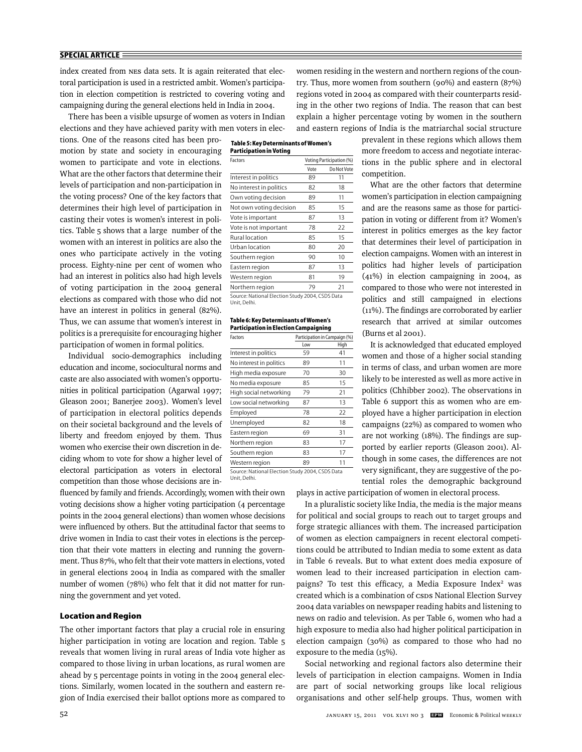index created from NES data sets. It is again reiterated that electoral participation is used in a restricted ambit. Women's participation in election competition is restricted to covering voting and campaigning during the general elections held in India in 2004.

There has been a visible upsurge of women as voters in Indian elections and they have achieved parity with men voters in elections. One of the reasons cited has been promotion by state and society in encouraging women to participate and vote in elections. What are the other factors that determine their levels of participation and non-participation in the voting process? One of the key factors that determines their high level of participation in casting their votes is women's interest in politics. Table 5 shows that a large number of the women with an interest in politics are also the ones who participate actively in the voting process. Eighty-nine per cent of women who had an interest in politics also had high levels of voting participation in the 2004 general elections as compared with those who did not have an interest in politics in general (82%). Thus, we can assume that women's interest in politics is a prerequisite for encouraging higher participation of women in formal politics.

Individual socio-demographics including education and income, sociocultural norms and caste are also associated with women's opportunities in political participation (Agarwal 1997; Gleason 2001; Banerjee 2003). Women's level of participation in electoral politics depends on their societal background and the levels of liberty and freedom enjoyed by them. Thus women who exercise their own discretion in deciding whom to vote for show a higher level of electoral participation as voters in electoral competition than those whose decisions are influenced by family and friends. Accordingly, women with their own voting decisions show a higher voting participation (4 percentage points in the 2004 general elections) than women whose decisions were influenced by others. But the attitudinal factor that seems to drive women in India to cast their votes in elections is the perception that their vote matters in electing and running the government. Thus 87%, who felt that their vote matters in elections, voted in general elections 2004 in India as compared with the smaller number of women (78%) who felt that it did not matter for running the government and yet voted.

**Table 5: Key Determinants of Women's Participation in Voting**

| Factors | Voting Participation (%) | |
|---|---|---|
| | Vote | Do Not Vote |
| Interest in politics | 89 | 11 |
| No interest in politics | 82 | 18 |
| Own voting decision | 89 | 11 |
| Not own voting decision | 85 | 15 |
| Vote is important | 87 | 13 |
| Vote is not important | 78 | 22 |
| Rural location | 85 | 15 |
| Urban location | 80 | 20 |
| Southern region | 90 | 10 |
| Eastern region | 87 | 13 |
| Western region | 81 | 19 |
| Northern region | 79 | 21 |

Source: National Election Study 2004, CSDS Data Unit, Delhi.

**Table 6: Key Determinants of Women's Participation in Election Campaigning**

| Factors | Participation in Campaign (%) | |
|---|---|---|
| | Low | High |
| Interest in politics | 59 | 41 |
| No interest in politics | 89 | 11 |
| High media exposure | 70 | 30 |
| No media exposure | 85 | 15 |
| High social networking | 79 | 21 |
| Low social networking | 87 | 13 |
| Employed | 78 | 22 |
| Unemployed | 82 | 18 |
| Eastern region | 69 | 31 |
| Northern region | 83 | 17 |
| Southern region | 83 | 17 |
| Western region | 89 | 11 |

Source: National Election Study 2004, CSDS Data Unit, Delhi.

## Location and Region

The other important factors that play a crucial role in ensuring higher participation in voting are location and region. Table 5 reveals that women living in rural areas of India vote higher as compared to those living in urban locations, as rural women are ahead by 5 percentage points in voting in the 2004 general elections. Similarly, women located in the southern and eastern region of India exercised their ballot options more as compared to women residing in the western and northern regions of the country. Thus, more women from southern (90%) and eastern (87%) regions voted in 2004 as compared with their counterparts residing in the other two regions of India. The reason that can best explain a higher percentage voting by women in the southern and eastern regions of India is the matriarchal social structure prevalent in these regions which allows them more freedom to access and negotiate interactions in the public sphere and in electoral competition.

What are the other factors that determine women's participation in election campaigning and are the reasons same as those for participation in voting or different from it? Women's interest in politics emerges as the key factor that determines their level of participation in election campaigns. Women with an interest in politics had higher levels of participation (41%) in election campaigning in 2004, as compared to those who were not interested in politics and still campaigned in elections (11%). The findings are corroborated by earlier research that arrived at similar outcomes (Burns et al 2001).

It is acknowledged that educated employed women and those of a higher social standing in terms of class, and urban women are more likely to be interested as well as more active in politics (Chhibber 2002). The observations in Table 6 support this as women who are employed have a higher participation in election campaigns (22%) as compared to women who are not working (18%). The findings are supported by earlier reports (Gleason 2001). Although in some cases, the differences are not very significant, they are suggestive of the potential roles the demographic background plays in active participation of women in electoral process.

In a pluralistic society like India, the media is the major means for political and social groups to reach out to target groups and forge strategic alliances with them. The increased participation of women as election campaigners in recent electoral competitions could be attributed to Indian media to some extent as data in Table 6 reveals. But to what extent does media exposure of women lead to their increased participation in election campaigns? To test this efficacy, a Media Exposure Index[2] was created which is a combination of CSDS National Election Survey 2004 data variables on newspaper reading habits and listening to news on radio and television. As per Table 6, women who had a high exposure to media also had higher political participation in election campaign (30%) as compared to those who had no exposure to the media (15%).

Social networking and regional factors also determine their levels of participation in election campaigns. Women in India are part of social networking groups like local religious organisations and other self-help groups. Thus, women with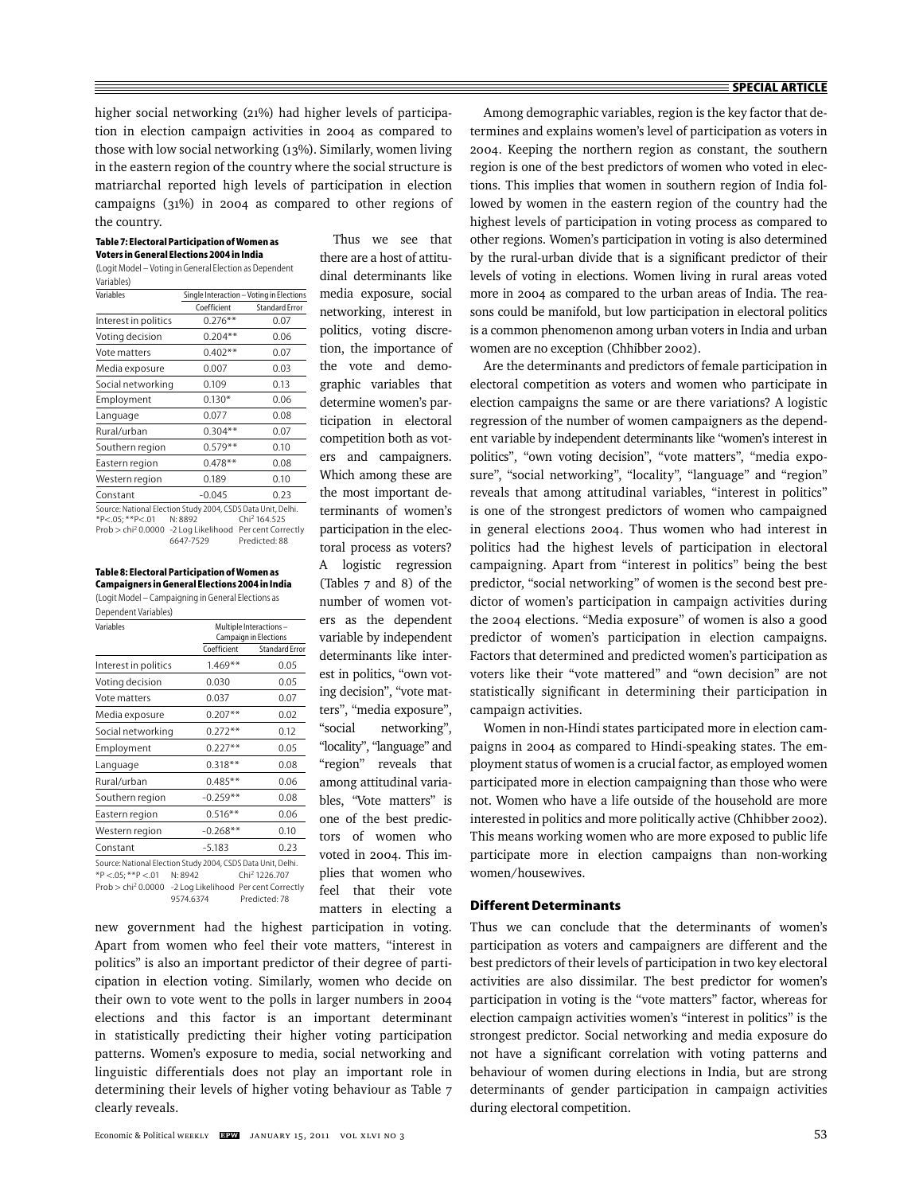higher social networking (21%) had higher levels of participation in election campaign activities in 2004 as compared to those with low social networking (13%). Similarly, women living in the eastern region of the country where the social structure is matriarchal reported high levels of participation in election campaigns (31%) in 2004 as compared to other regions of the country.

**Table 7: Electoral Participation of Women as Voters in General Elections 2004 in India**

(Logit Model – Voting in General Election as Dependent Variables)

| Variables | Single Interaction – Voting in Elections | |
|---|---|---|
| | Coefficient | Standard Error |
| Interest in politics | 0.276** | 0.07 |
| Voting decision | 0.204** | 0.06 |
| Vote matters | 0.402** | 0.07 |
| Media exposure | 0.007 | 0.03 |
| Social networking | 0.109 | 0.13 |
| Employment | 0.130* | 0.06 |
| Language | 0.077 | 0.08 |
| Rural/urban | 0.304** | 0.07 |
| Southern region | 0.579** | 0.10 |
| Eastern region | 0.478** | 0.08 |
| Western region | 0.189 | 0.10 |
| Constant | –0.045 | 0.23 |

Source: National Election Study 2004, CSDS Data Unit, Delhi.
*P<.05; **P<.01 N: 8892 Chi² 164.525
Prob > chi² 0.0000 -2 Log Likelihood 6647-7529 Per cent Correctly Predicted: 88

**Table 8: Electoral Participation of Women as Campaigners in General Elections 2004 in India**

(Logit Model – Campaigning in General Elections as Dependent Variables)

| Variables | Multiple Interactions – Campaign in Elections | |
|---|---|---|
| | Coefficient | Standard Error |
| Interest in politics | 1.469** | 0.05 |
| Voting decision | 0.030 | 0.05 |
| Vote matters | 0.037 | 0.07 |
| Media exposure | 0.207** | 0.02 |
| Social networking | 0.272** | 0.12 |
| Employment | 0.227** | 0.05 |
| Language | 0.318** | 0.08 |
| Rural/urban | 0.485** | 0.06 |
| Southern region | –0.259** | 0.08 |
| Eastern region | 0.516** | 0.06 |
| Western region | –0.268** | 0.10 |
| Constant | –5.183 | 0.23 |

Source: National Election Study 2004, CSDS Data Unit, Delhi.
*P <.05; **P <.01 N: 8942 Chi² 1226.707
Prob > chi² 0.0000 -2 Log Likelihood 9574.6374 Per cent Correctly Predicted: 78

Thus we see that there are a host of attitudinal determinants like media exposure, social networking, interest in politics, voting discretion, the importance of the vote and demographic variables that determine women's participation in electoral competition both as voters and campaigners. Which among these are the most important determinants of women's participation in the electoral process as voters? A logistic regression (Tables 7 and 8) of the number of women voters as the dependent variable by independent determinants like interest in politics, "own voting decision", "vote matters", "media exposure", "social networking", "locality", "language" and "region" reveals that among attitudinal variables, "Vote matters" is one of the best predictors of women who voted in 2004. This implies that women who feel that their vote matters in electing a new government had the highest participation in voting. Apart from women who feel their vote matters, "interest in politics" is also an important predictor of their degree of participation in election voting. Similarly, women who decide on their own to vote went to the polls in larger numbers in 2004 elections and this factor is an important determinant in statistically predicting their higher voting participation patterns. Women's exposure to media, social networking and linguistic differentials does not play an important role in determining their levels of higher voting behaviour as Table 7 clearly reveals.

Among demographic variables, region is the key factor that determines and explains women's level of participation as voters in 2004. Keeping the northern region as constant, the southern region is one of the best predictors of women who voted in elections. This implies that women in southern region of India followed by women in the eastern region of the country had the highest levels of participation in voting process as compared to other regions. Women's participation in voting is also determined by the rural-urban divide that is a significant predictor of their levels of voting in elections. Women living in rural areas voted more in 2004 as compared to the urban areas of India. The reasons could be manifold, but low participation in electoral politics is a common phenomenon among urban voters in India and urban women are no exception (Chhibber 2002).

Are the determinants and predictors of female participation in electoral competition as voters and women who participate in election campaigns the same or are there variations? A logistic regression of the number of women campaigners as the dependent variable by independent determinants like "women's interest in politics", "own voting decision", "vote matters", "media exposure", "social networking", "locality", "language" and "region" reveals that among attitudinal variables, "interest in politics" is one of the strongest predictors of women who campaigned in general elections 2004. Thus women who had interest in politics had the highest levels of participation in electoral campaigning. Apart from "interest in politics" being the best predictor, "social networking" of women is the second best predictor of women's participation in campaign activities during the 2004 elections. "Media exposure" of women is also a good predictor of women's participation in election campaigns. Factors that determined and predicted women's participation as voters like their "vote mattered" and "own decision" are not statistically significant in determining their participation in campaign activities.

Women in non-Hindi states participated more in election campaigns in 2004 as compared to Hindi-speaking states. The employment status of women is a crucial factor, as employed women participated more in election campaigning than those who were not. Women who have a life outside of the household are more interested in politics and more politically active (Chhibber 2002). This means working women who are more exposed to public life participate more in election campaigns than non-working women/housewives.

## Different Determinants

Thus we can conclude that the determinants of women's participation as voters and campaigners are different and the best predictors of their levels of participation in two key electoral activities are also dissimilar. The best predictor for women's participation in voting is the "vote matters" factor, whereas for election campaign activities women's "interest in politics" is the strongest predictor. Social networking and media exposure do not have a significant correlation with voting patterns and behaviour of women during elections in India, but are strong determinants of gender participation in campaign activities during electoral competition.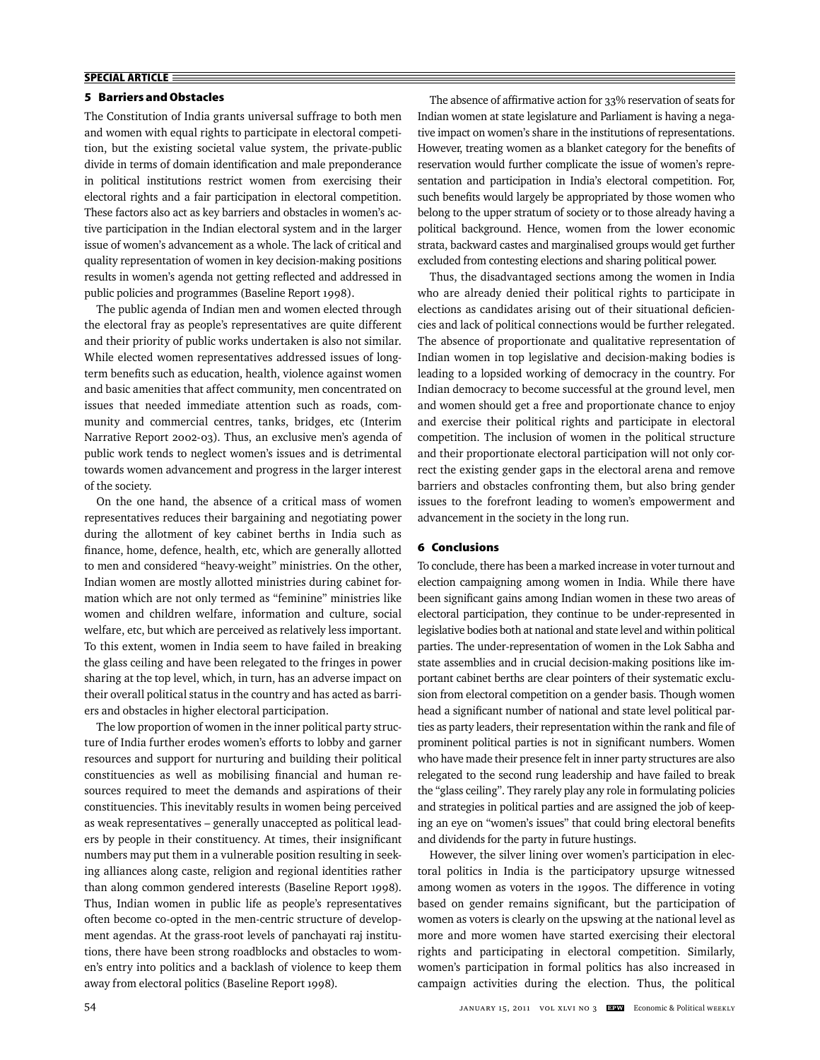## 5 Barriers and Obstacles

The Constitution of India grants universal suffrage to both men and women with equal rights to participate in electoral competition, but the existing societal value system, the private-public divide in terms of domain identification and male preponderance in political institutions restrict women from exercising their electoral rights and a fair participation in electoral competition. These factors also act as key barriers and obstacles in women's active participation in the Indian electoral system and in the larger issue of women's advancement as a whole. The lack of critical and quality representation of women in key decision-making positions results in women's agenda not getting reflected and addressed in public policies and programmes (Baseline Report 1998).

The public agenda of Indian men and women elected through the electoral fray as people's representatives are quite different and their priority of public works undertaken is also not similar. While elected women representatives addressed issues of long-term benefits such as education, health, violence against women and basic amenities that affect community, men concentrated on issues that needed immediate attention such as roads, community and commercial centres, tanks, bridges, etc (Interim Narrative Report 2002-03). Thus, an exclusive men's agenda of public work tends to neglect women's issues and is detrimental towards women advancement and progress in the larger interest of the society.

On the one hand, the absence of a critical mass of women representatives reduces their bargaining and negotiating power during the allotment of key cabinet berths in India such as finance, home, defence, health, etc, which are generally allotted to men and considered "heavy-weight" ministries. On the other, Indian women are mostly allotted ministries during cabinet formation which are not only termed as "feminine" ministries like women and children welfare, information and culture, social welfare, etc, but which are perceived as relatively less important. To this extent, women in India seem to have failed in breaking the glass ceiling and have been relegated to the fringes in power sharing at the top level, which, in turn, has an adverse impact on their overall political status in the country and has acted as barriers and obstacles in higher electoral participation.

The low proportion of women in the inner political party structure of India further erodes women's efforts to lobby and garner resources and support for nurturing and building their political constituencies as well as mobilising financial and human resources required to meet the demands and aspirations of their constituencies. This inevitably results in women being perceived as weak representatives – generally unaccepted as political leaders by people in their constituency. At times, their insignificant numbers may put them in a vulnerable position resulting in seeking alliances along caste, religion and regional identities rather than along common gendered interests (Baseline Report 1998). Thus, Indian women in public life as people's representatives often become co-opted in the men-centric structure of development agendas. At the grass-root levels of panchayati raj institutions, there have been strong roadblocks and obstacles to women's entry into politics and a backlash of violence to keep them away from electoral politics (Baseline Report 1998).

The absence of affirmative action for 33% reservation of seats for Indian women at state legislature and Parliament is having a negative impact on women's share in the institutions of representations. However, treating women as a blanket category for the benefits of reservation would further complicate the issue of women's representation and participation in India's electoral competition. For, such benefits would largely be appropriated by those women who belong to the upper stratum of society or to those already having a political background. Hence, women from the lower economic strata, backward castes and marginalised groups would get further excluded from contesting elections and sharing political power.

Thus, the disadvantaged sections among the women in India who are already denied their political rights to participate in elections as candidates arising out of their situational deficiencies and lack of political connections would be further relegated. The absence of proportionate and qualitative representation of Indian women in top legislative and decision-making bodies is leading to a lopsided working of democracy in the country. For Indian democracy to become successful at the ground level, men and women should get a free and proportionate chance to enjoy and exercise their political rights and participate in electoral competition. The inclusion of women in the political structure and their proportionate electoral participation will not only correct the existing gender gaps in the electoral arena and remove barriers and obstacles confronting them, but also bring gender issues to the forefront leading to women's empowerment and advancement in the society in the long run.

## 6 Conclusions

To conclude, there has been a marked increase in voter turnout and election campaigning among women in India. While there have been significant gains among Indian women in these two areas of electoral participation, they continue to be under-represented in legislative bodies both at national and state level and within political parties. The under-representation of women in the Lok Sabha and state assemblies and in crucial decision-making positions like important cabinet berths are clear pointers of their systematic exclusion from electoral competition on a gender basis. Though women head a significant number of national and state level political parties as party leaders, their representation within the rank and file of prominent political parties is not in significant numbers. Women who have made their presence felt in inner party structures are also relegated to the second rung leadership and have failed to break the "glass ceiling". They rarely play any role in formulating policies and strategies in political parties and are assigned the job of keeping an eye on "women's issues" that could bring electoral benefits and dividends for the party in future hustings.

However, the silver lining over women's participation in electoral politics in India is the participatory upsurge witnessed among women as voters in the 1990s. The difference in voting based on gender remains significant, but the participation of women as voters is clearly on the upswing at the national level as more and more women have started exercising their electoral rights and participating in electoral competition. Similarly, women's participation in formal politics has also increased in campaign activities during the election. Thus, the political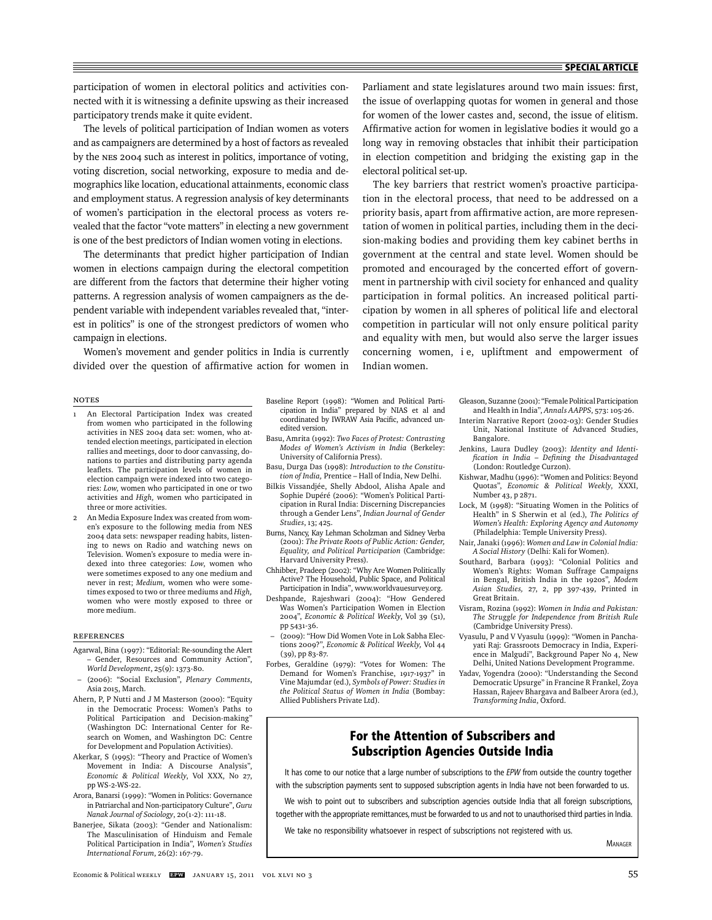participation of women in electoral politics and activities connected with it is witnessing a definite upswing as their increased participatory trends make it quite evident.

The levels of political participation of Indian women as voters and as campaigners are determined by a host of factors as revealed by the NES 2004 such as interest in politics, importance of voting, voting discretion, social networking, exposure to media and demographics like location, educational attainments, economic class and employment status. A regression analysis of key determinants of women's participation in the electoral process as voters revealed that the factor "vote matters" in electing a new government is one of the best predictors of Indian women voting in elections.

The determinants that predict higher participation of Indian women in elections campaign during the electoral competition are different from the factors that determine their higher voting patterns. A regression analysis of women campaigners as the dependent variable with independent variables revealed that, "interest in politics" is one of the strongest predictors of women who campaign in elections.

Women's movement and gender politics in India is currently divided over the question of affirmative action for women in Parliament and state legislatures around two main issues: first, the issue of overlapping quotas for women in general and those for women of the lower castes and, second, the issue of elitism. Affirmative action for women in legislative bodies it would go a long way in removing obstacles that inhibit their participation in election competition and bridging the existing gap in the electoral political set-up.

The key barriers that restrict women's proactive participation in the electoral process, that need to be addressed on a priority basis, apart from affirmative action, are more representation of women in political parties, including them in the decision-making bodies and providing them key cabinet berths in government at the central and state level. Women should be promoted and encouraged by the concerted effort of government in partnership with civil society for enhanced and quality participation in formal politics. An increased political participation by women in all spheres of political life and electoral competition in particular will not only ensure political parity and equality with men, but would also serve the larger issues concerning women, i e, upliftment and empowerment of Indian women.

## NOTES

1. An Electoral Participation Index was created from women who participated in the following activities in NES 2004 data set: women, who attended election meetings, participated in election rallies and meetings, door to door canvassing, donations to parties and distributing party agenda leaflets. The participation levels of women in election campaign were indexed into two categories: *Low*, women who participated in one or two activities and *High*, women who participated in three or more activities.
2. An Media Exposure Index was created from women's exposure to the following media from NES 2004 data sets: newspaper reading habits, listening to news on Radio and watching news on Television. Women's exposure to media were indexed into three categories: *Low*, women who were sometimes exposed to any one medium and never in rest; *Medium*, women who were sometimes exposed to two or three mediums and *High*, women who were mostly exposed to three or more medium.

## REFERENCES

Agarwal, Bina (1997): "Editorial: Re-sounding the Alert – Gender, Resources and Community Action", *World Development*, 25(9): 1373-80.

– (2006): "Social Exclusion", *Plenary Comments*, Asia 2015, March.

Ahern, P, P Nutti and J M Masterson (2000): "Equity in the Democratic Process: Women's Paths to Political Participation and Decision-making" (Washington DC: International Center for Research on Women, and Washington DC: Centre for Development and Population Activities).

Akerkar, S (1995): "Theory and Practice of Women's Movement in India: A Discourse Analysis", *Economic & Political Weekly*, Vol XXX, No 27, pp WS-2-WS-22.

Arora, Banarsi (1999): "Women in Politics: Governance in Patriarchal and Non-participatory Culture", *Guru Nanak Journal of Sociology*, 20(1-2): 111-18.

Banerjee, Sikata (2003): "Gender and Nationalism: The Masculinisation of Hinduism and Female Political Participation in India", *Women's Studies International Forum*, 26(2): 167-79.

Baseline Report (1998): "Women and Political Participation in India" prepared by NIAS et al and coordinated by IWRAW Asia Pacific, advanced unedited version.

Basu, Amrita (1992): *Two Faces of Protest: Contrasting Modes of Women's Activism in India* (Berkeley: University of California Press).

Basu, Durga Das (1998): *Introduction to the Constitution of India*, Prentice – Hall of India, New Delhi.

Bilkis Vissandjée, Shelly Abdool, Alisha Apale and Sophie Dupéré (2006): "Women's Political Participation in Rural India: Discerning Discrepancies through a Gender Lens", *Indian Journal of Gender Studies*, 13; 425.

Burns, Nancy, Kay Lehman Scholzman and Sidney Verba (2001): *The Private Roots of Public Action: Gender, Equality, and Political Participation* (Cambridge: Harvard University Press).

Chhibber, Pradeep (2002): "Why Are Women Politically Active? The Household, Public Space, and Political Participation in India", www.worldvauesurvey.org.

Deshpande, Rajeshwari (2004): "How Gendered Was Women's Participation Women in Election 2004", *Economic & Political Weekly*, Vol 39 (51), pp 5431-36.

– (2009): "How Did Women Vote in Lok Sabha Elections 2009?", *Economic & Political Weekly*, Vol 44 (39), pp 83-87.

Forbes, Geraldine (1979): "Votes for Women: The Demand for Women's Franchise, 1917-1937" in Vine Majumdar (ed.), *Symbols of Power: Studies in the Political Status of Women in India* (Bombay: Allied Publishers Private Ltd).

Gleason, Suzanne (2001): "Female Political Participation and Health in India", *Annals AAPPS*, 573: 105-26.

Interim Narrative Report (2002-03): Gender Studies Unit, National Institute of Advanced Studies, Bangalore.

Jenkins, Laura Dudley (2003): *Identity and Identification in India – Defining the Disadvantaged* (London: Routledge Curzon).

Kishwar, Madhu (1996): "Women and Politics: Beyond Quotas", *Economic & Political Weekly*, XXXI, Number 43, p 2871.

Lock, M (1998): "Situating Women in the Politics of Health" in S Sherwin et al (ed.), *The Politics of Women's Health: Exploring Agency and Autonomy* (Philadelphia: Temple University Press).

Nair, Janaki (1996): *Women and Law in Colonial India: A Social History* (Delhi: Kali for Women).

Southard, Barbara (1993): "Colonial Politics and Women's Rights: Woman Suffrage Campaigns in Bengal, British India in the 1920s", *Modem Asian Studies*, 27, 2, pp 397-439, Printed in Great Britain.

Visram, Rozina (1992): *Women in India and Pakistan: The Struggle for Independence from British Rule* (Cambridge University Press).

Vyasulu, P and V Vyasulu (1999): "Women in Panchayati Raj: Grassroots Democracy in India, Experience in Malgudi", Background Paper No 4, New Delhi, United Nations Development Programme.

Yadav, Yogendra (2000): "Understanding the Second Democratic Upsurge" in Francine R Frankel, Zoya Hassan, Rajeev Bhargava and Balbeer Arora (ed.), *Transforming India*, Oxford.

## For the Attention of Subscribers and Subscription Agencies Outside India

It has come to our notice that a large number of subscriptions to the *EPW* from outside the country together with the subscription payments sent to supposed subscription agents in India have not been forwarded to us.

We wish to point out to subscribers and subscription agencies outside India that all foreign subscriptions, together with the appropriate remittances, must be forwarded to us and not to unauthorised third parties in India.

We take no responsibility whatsoever in respect of subscriptions not registered with us.

MANAGER